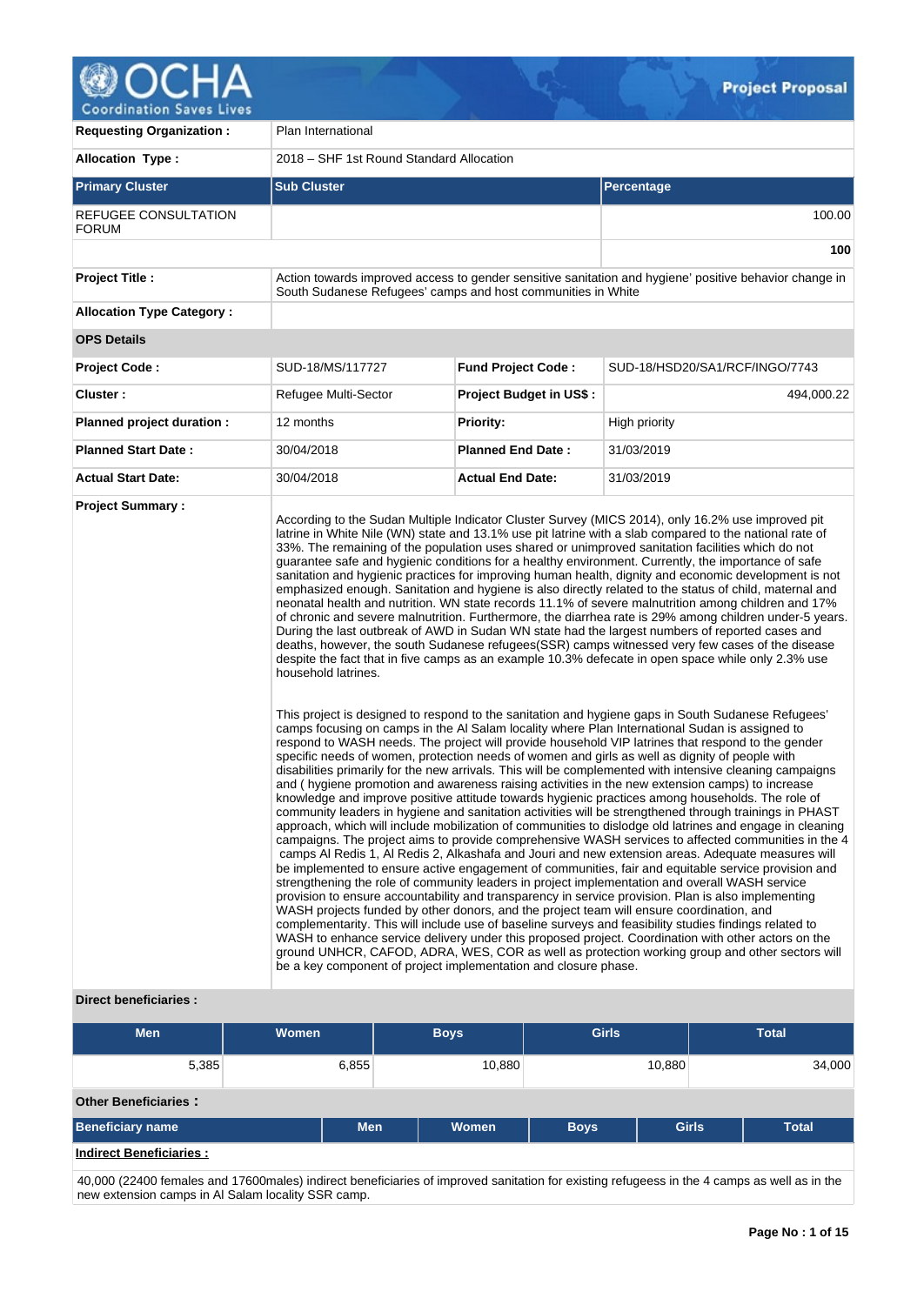# Project Proposal

| | |
|---|---|
| **Requesting Organization :** | Plan International |
| **Allocation Type :** | 2018 – SHF 1st Round Standard Allocation |

| **Primary Cluster** | **Sub Cluster** | **Percentage** |
|---|---|---|
| REFUGEE CONSULTATION FORUM | | 100.00 |
| | | **100** |

| | |
|---|---|
| **Project Title :** | Action towards improved access to gender sensitive sanitation and hygiene' positive behavior change in South Sudanese Refugees' camps and host communities in White |
| **Allocation Type Category :** | |

**OPS Details**

| | | | |
|---|---|---|---|
| **Project Code :** | SUD-18/MS/117727 | **Fund Project Code :** | SUD-18/HSD20/SA1/RCF/INGO/7743 |
| **Cluster :** | Refugee Multi-Sector | **Project Budget in US$ :** | 494,000.22 |
| **Planned project duration :** | 12 months | **Priority:** | High priority |
| **Planned Start Date :** | 30/04/2018 | **Planned End Date :** | 31/03/2019 |
| **Actual Start Date:** | 30/04/2018 | **Actual End Date:** | 31/03/2019 |

**Project Summary :**

According to the Sudan Multiple Indicator Cluster Survey (MICS 2014), only 16.2% use improved pit latrine in White Nile (WN) state and 13.1% use pit latrine with a slab compared to the national rate of 33%. The remaining of the population uses shared or unimproved sanitation facilities which do not guarantee safe and hygienic conditions for a healthy environment. Currently, the importance of safe sanitation and hygienic practices for improving human health, dignity and economic development is not emphasized enough. Sanitation and hygiene is also directly related to the status of child, maternal and neonatal health and nutrition. WN state records 11.1% of severe malnutrition among children and 17% of chronic and severe malnutrition. Furthermore, the diarrhea rate is 29% among children under-5 years. During the last outbreak of AWD in Sudan WN state had the largest numbers of reported cases and deaths, however, the south Sudanese refugees(SSR) camps witnessed very few cases of the disease despite the fact that in five camps as an example 10.3% defecate in open space while only 2.3% use household latrines.

This project is designed to respond to the sanitation and hygiene gaps in South Sudanese Refugees' camps focusing on camps in the Al Salam locality where Plan International Sudan is assigned to respond to WASH needs. The project will provide household VIP latrines that respond to the gender specific needs of women, protection needs of women and girls as well as dignity of people with disabilities primarily for the new arrivals. This will be complemented with intensive cleaning campaigns and ( hygiene promotion and awareness raising activities in the new extension camps) to increase knowledge and improve positive attitude towards hygienic practices among households. The role of community leaders in hygiene and sanitation activities will be strengthened through trainings in PHAST approach, which will include mobilization of communities to dislodge old latrines and engage in cleaning campaigns. The project aims to provide comprehensive WASH services to affected communities in the 4 camps Al Redis 1, Al Redis 2, Alkashafa and Jouri and new extension areas. Adequate measures will be implemented to ensure active engagement of communities, fair and equitable service provision and strengthening the role of community leaders in project implementation and overall WASH service provision to ensure accountability and transparency in service provision. Plan is also implementing WASH projects funded by other donors, and the project team will ensure coordination, and complementarity. This will include use of baseline surveys and feasibility studies findings related to WASH to enhance service delivery under this proposed project. Coordination with other actors on the ground UNHCR, CAFOD, ADRA, WES, COR as well as protection working group and other sectors will be a key component of project implementation and closure phase.

**Direct beneficiaries :**

| Men | Women | Boys | Girls | Total |
|---|---|---|---|---|
| 5,385 | 6,855 | 10,880 | 10,880 | 34,000 |

**Other Beneficiaries :**

| Beneficiary name | Men | Women | Boys | Girls | Total |
|---|---|---|---|---|---|

**Indirect Beneficiaries :**

40,000 (22400 females and 17600males) indirect beneficiaries of improved sanitation for existing refugeess in the 4 camps as well as in the new extension camps in Al Salam locality SSR camp.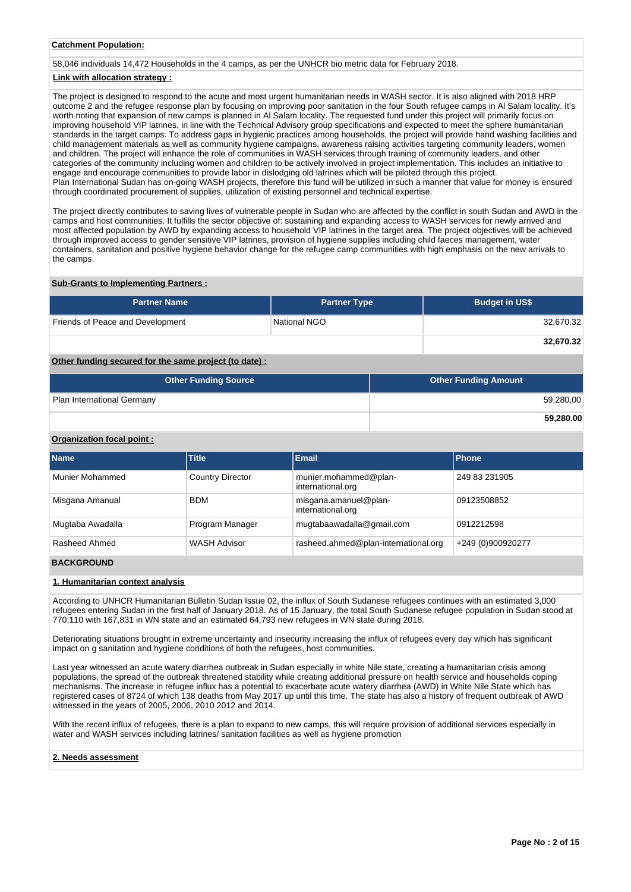**Catchment Population:**

58,046 individuals 14,472 Households in the 4 camps, as per the UNHCR bio metric data for February 2018.

**Link with allocation strategy :**

The project is designed to respond to the acute and most urgent humanitarian needs in WASH sector. It is also aligned with 2018 HRP outcome 2 and the refugee response plan by focusing on improving poor sanitation in the four South refugee camps in Al Salam locality. It's worth noting that expansion of new camps is planned in Al Salam locality. The requested fund under this project will primarily focus on improving household VIP latrines, in line with the Technical Advisory group specifications and expected to meet the sphere humanitarian standards in the target camps. To address gaps in hygienic practices among households, the project will provide hand washing facilities and child management materials as well as community hygiene campaigns, awareness raising activities targeting community leaders, women and children. The project will enhance the role of communities in WASH services through training of community leaders, and other categories of the community including women and children to be actively involved in project implementation. This includes an initiative to engage and encourage communities to provide labor in dislodging old latrines which will be piloted through this project.
Plan International Sudan has on-going WASH projects, therefore this fund will be utilized in such a manner that value for money is ensured through coordinated procurement of supplies, utilization of existing personnel and technical expertise.

The project directly contributes to saving lives of vulnerable people in Sudan who are affected by the conflict in south Sudan and AWD in the camps and host communities. It fulfills the sector objective of: sustaining and expanding access to WASH services for newly arrived and most affected population by AWD by expanding access to household VIP latrines in the target area. The project objectives will be achieved through improved access to gender sensitive VIP latrines, provision of hygiene supplies including child faeces management, water containers, sanitation and positive hygiene behavior change for the refugee camp communities with high emphasis on the new arrivals to the camps.

**Sub-Grants to Implementing Partners :**

| Partner Name | Partner Type | Budget in US$ |
|---|---|---|
| Friends of Peace and Development | National NGO | 32,670.32 |
| | | **32,670.32** |

**Other funding secured for the same project (to date) :**

| Other Funding Source | Other Funding Amount |
|---|---|
| Plan International Germany | 59,280.00 |
| | **59,280.00** |

**Organization focal point :**

| Name | Title | Email | Phone |
|---|---|---|---|
| Munier Mohammed | Country Director | munier.mohammed@plan-international.org | 249 83 231905 |
| Misgana Amanual | BDM | misgana.amanuel@plan-international.org | 09123508852 |
| Mugtaba Awadalla | Program Manager | mugtabaawadalla@gmail.com | 0912212598 |
| Rasheed Ahmed | WASH Advisor | rasheed.ahmed@plan-international.org | +249 (0)900920277 |

## BACKGROUND

### 1. Humanitarian context analysis

According to UNHCR Humanitarian Bulletin Sudan Issue 02, the influx of South Sudanese refugees continues with an estimated 3,000 refugees entering Sudan in the first half of January 2018. As of 15 January, the total South Sudanese refugee population in Sudan stood at 770,110 with 167,831 in WN state and an estimated 64,793 new refugees in WN state during 2018.

Deteriorating situations brought in extreme uncertainty and insecurity increasing the influx of refugees every day which has significant impact on g sanitation and hygiene conditions of both the refugees, host communities.

Last year witnessed an acute watery diarrhea outbreak in Sudan especially in white Nile state, creating a humanitarian crisis among populations, the spread of the outbreak threatened stability while creating additional pressure on health service and households coping mechanisms. The increase in refugee influx has a potential to exacerbate acute watery diarrhea (AWD) in White Nile State which has registered cases of 8724 of which 138 deaths from May 2017 up until this time. The state has also a history of frequent outbreak of AWD witnessed in the years of 2005, 2006, 2010 2012 and 2014.

With the recent influx of refugees, there is a plan to expand to new camps, this will require provision of additional services especially in water and WASH services including latrines/ sanitation facilities as well as hygiene promotion

### 2. Needs assessment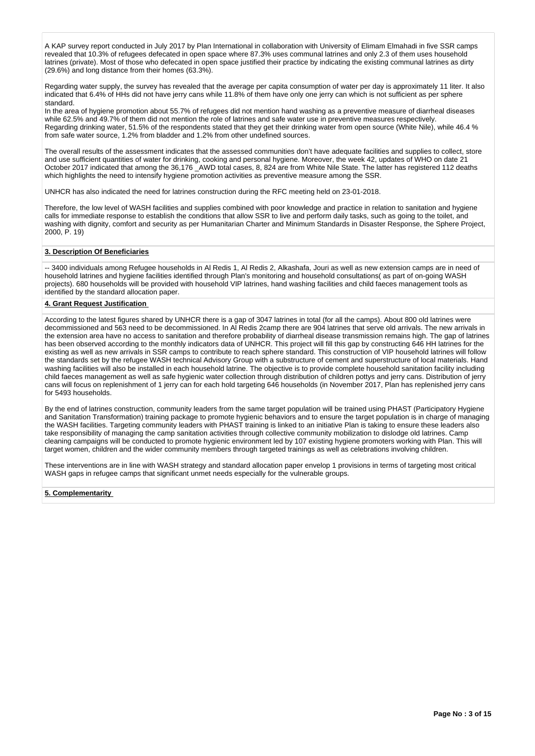A KAP survey report conducted in July 2017 by Plan International in collaboration with University of Elimam Elmahadi in five SSR camps revealed that 10.3% of refugees defecated in open space where 87.3% uses communal latrines and only 2.3 of them uses household latrines (private). Most of those who defecated in open space justified their practice by indicating the existing communal latrines as dirty (29.6%) and long distance from their homes (63.3%).

Regarding water supply, the survey has revealed that the average per capita consumption of water per day is approximately 11 liter. It also indicated that 6.4% of HHs did not have jerry cans while 11.8% of them have only one jerry can which is not sufficient as per sphere standard.
In the area of hygiene promotion about 55.7% of refugees did not mention hand washing as a preventive measure of diarrheal diseases while 62.5% and 49.7% of them did not mention the role of latrines and safe water use in preventive measures respectively.
Regarding drinking water, 51.5% of the respondents stated that they get their drinking water from open source (White Nile), while 46.4 % from safe water source, 1.2% from bladder and 1.2% from other undefined sources.

The overall results of the assessment indicates that the assessed communities don't have adequate facilities and supplies to collect, store and use sufficient quantities of water for drinking, cooking and personal hygiene. Moreover, the week 42, updates of WHO on date 21 October 2017 indicated that among the 36,176 _AWD total cases, 8, 824 are from White Nile State. The latter has registered 112 deaths which highlights the need to intensify hygiene promotion activities as preventive measure among the SSR.

UNHCR has also indicated the need for latrines construction during the RFC meeting held on 23-01-2018.

Therefore, the low level of WASH facilities and supplies combined with poor knowledge and practice in relation to sanitation and hygiene calls for immediate response to establish the conditions that allow SSR to live and perform daily tasks, such as going to the toilet, and washing with dignity, comfort and security as per Humanitarian Charter and Minimum Standards in Disaster Response, the Sphere Project, 2000, P. 19)

**3. Description Of Beneficiaries**

-- 3400 individuals among Refugee households in Al Redis 1, Al Redis 2, Alkashafa, Jouri as well as new extension camps are in need of household latrines and hygiene facilities identified through Plan's monitoring and household consultations( as part of on-going WASH projects). 680 households will be provided with household VIP latrines, hand washing facilities and child faeces management tools as identified by the standard allocation paper.

**4. Grant Request Justification**

According to the latest figures shared by UNHCR there is a gap of 3047 latrines in total (for all the camps). About 800 old latrines were decommissioned and 563 need to be decommissioned. In Al Redis 2camp there are 904 latrines that serve old arrivals. The new arrivals in the extension area have no access to sanitation and therefore probability of diarrheal disease transmission remains high. The gap of latrines has been observed according to the monthly indicators data of UNHCR. This project will fill this gap by constructing 646 HH latrines for the existing as well as new arrivals in SSR camps to contribute to reach sphere standard. This construction of VIP household latrines will follow the standards set by the refugee WASH technical Advisory Group with a substructure of cement and superstructure of local materials. Hand washing facilities will also be installed in each household latrine. The objective is to provide complete household sanitation facility including child faeces management as well as safe hygienic water collection through distribution of children pottys and jerry cans. Distribution of jerry cans will focus on replenishment of 1 jerry can for each hold targeting 646 households (in November 2017, Plan has replenished jerry cans for 5493 households.

By the end of latrines construction, community leaders from the same target population will be trained using PHAST (Participatory Hygiene and Sanitation Transformation) training package to promote hygienic behaviors and to ensure the target population is in charge of managing the WASH facilities. Targeting community leaders with PHAST training is linked to an initiative Plan is taking to ensure these leaders also take responsibility of managing the camp sanitation activities through collective community mobilization to dislodge old latrines. Camp cleaning campaigns will be conducted to promote hygienic environment led by 107 existing hygiene promoters working with Plan. This will target women, children and the wider community members through targeted trainings as well as celebrations involving children.

These interventions are in line with WASH strategy and standard allocation paper envelop 1 provisions in terms of targeting most critical WASH gaps in refugee camps that significant unmet needs especially for the vulnerable groups.

**5. Complementarity**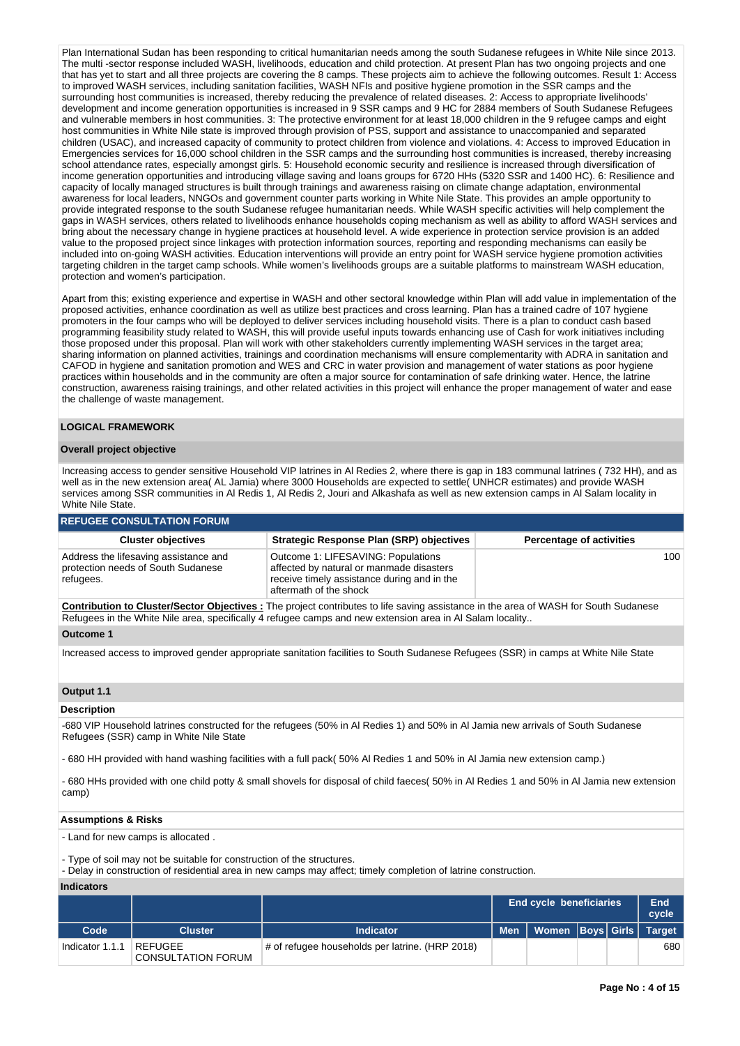Plan International Sudan has been responding to critical humanitarian needs among the south Sudanese refugees in White Nile since 2013. The multi -sector response included WASH, livelihoods, education and child protection. At present Plan has two ongoing projects and one that has yet to start and all three projects are covering the 8 camps. These projects aim to achieve the following outcomes. Result 1: Access to improved WASH services, including sanitation facilities, WASH NFIs and positive hygiene promotion in the SSR camps and the surrounding host communities is increased, thereby reducing the prevalence of related diseases. 2: Access to appropriate livelihoods' development and income generation opportunities is increased in 9 SSR camps and 9 HC for 2884 members of South Sudanese Refugees and vulnerable members in host communities. 3: The protective environment for at least 18,000 children in the 9 refugee camps and eight host communities in White Nile state is improved through provision of PSS, support and assistance to unaccompanied and separated children (USAC), and increased capacity of community to protect children from violence and violations. 4: Access to improved Education in Emergencies services for 16,000 school children in the SSR camps and the surrounding host communities is increased, thereby increasing school attendance rates, especially amongst girls. 5: Household economic security and resilience is increased through diversification of income generation opportunities and introducing village saving and loans groups for 6720 HHs (5320 SSR and 1400 HC). 6: Resilience and capacity of locally managed structures is built through trainings and awareness raising on climate change adaptation, environmental awareness for local leaders, NNGOs and government counter parts working in White Nile State. This provides an ample opportunity to provide integrated response to the south Sudanese refugee humanitarian needs. While WASH specific activities will help complement the gaps in WASH services, others related to livelihoods enhance households coping mechanism as well as ability to afford WASH services and bring about the necessary change in hygiene practices at household level. A wide experience in protection service provision is an added value to the proposed project since linkages with protection information sources, reporting and responding mechanisms can easily be included into on-going WASH activities. Education interventions will provide an entry point for WASH service hygiene promotion activities targeting children in the target camp schools. While women's livelihoods groups are a suitable platforms to mainstream WASH education, protection and women's participation.

Apart from this; existing experience and expertise in WASH and other sectoral knowledge within Plan will add value in implementation of the proposed activities, enhance coordination as well as utilize best practices and cross learning. Plan has a trained cadre of 107 hygiene promoters in the four camps who will be deployed to deliver services including household visits. There is a plan to conduct cash based programming feasibility study related to WASH, this will provide useful inputs towards enhancing use of Cash for work initiatives including those proposed under this proposal. Plan will work with other stakeholders currently implementing WASH services in the target area; sharing information on planned activities, trainings and coordination mechanisms will ensure complementarity with ADRA in sanitation and CAFOD in hygiene and sanitation promotion and WES and CRC in water provision and management of water stations as poor hygiene practices within households and in the community are often a major source for contamination of safe drinking water. Hence, the latrine construction, awareness raising trainings, and other related activities in this project will enhance the proper management of water and ease the challenge of waste management.

## LOGICAL FRAMEWORK

### Overall project objective

Increasing access to gender sensitive Household VIP latrines in Al Redies 2, where there is gap in 183 communal latrines ( 732 HH), and as well as in the new extension area( AL Jamia) where 3000 Households are expected to settle( UNHCR estimates) and provide WASH services among SSR communities in Al Redis 1, Al Redis 2, Jouri and Alkashafa as well as new extension camps in Al Salam locality in White Nile State.

### REFUGEE CONSULTATION FORUM

| Cluster objectives | Strategic Response Plan (SRP) objectives | Percentage of activities |
|---|---|---|
| Address the lifesaving assistance and protection needs of South Sudanese refugees. | Outcome 1: LIFESAVING: Populations affected by natural or manmade disasters receive timely assistance during and in the aftermath of the shock | 100 |

**Contribution to Cluster/Sector Objectives :** The project contributes to life saving assistance in the area of WASH for South Sudanese Refugees in the White Nile area, specifically 4 refugee camps and new extension area in Al Salam locality..

### Outcome 1

Increased access to improved gender appropriate sanitation facilities to South Sudanese Refugees (SSR) in camps at White Nile State

### Output 1.1

**Description**

-680 VIP Household latrines constructed for the refugees (50% in Al Redies 1) and 50% in Al Jamia new arrivals of South Sudanese Refugees (SSR) camp in White Nile State

- 680 HH provided with hand washing facilities with a full pack( 50% Al Redies 1 and 50% in Al Jamia new extension camp.)

- 680 HHs provided with one child potty & small shovels for disposal of child faeces( 50% in Al Redies 1 and 50% in Al Jamia new extension camp)

**Assumptions & Risks**

- Land for new camps is allocated .

- Type of soil may not be suitable for construction of the structures.
- Delay in construction of residential area in new camps may affect; timely completion of latrine construction.

**Indicators**

| | | | End cycle beneficiaries | | | | End cycle |
|---|---|---|---|---|---|---|---|
| **Code** | **Cluster** | **Indicator** | **Men** | **Women** | **Boys** | **Girls** | **Target** |
| Indicator 1.1.1 | REFUGEE CONSULTATION FORUM | # of refugee households per latrine. (HRP 2018) | | | | | 680 |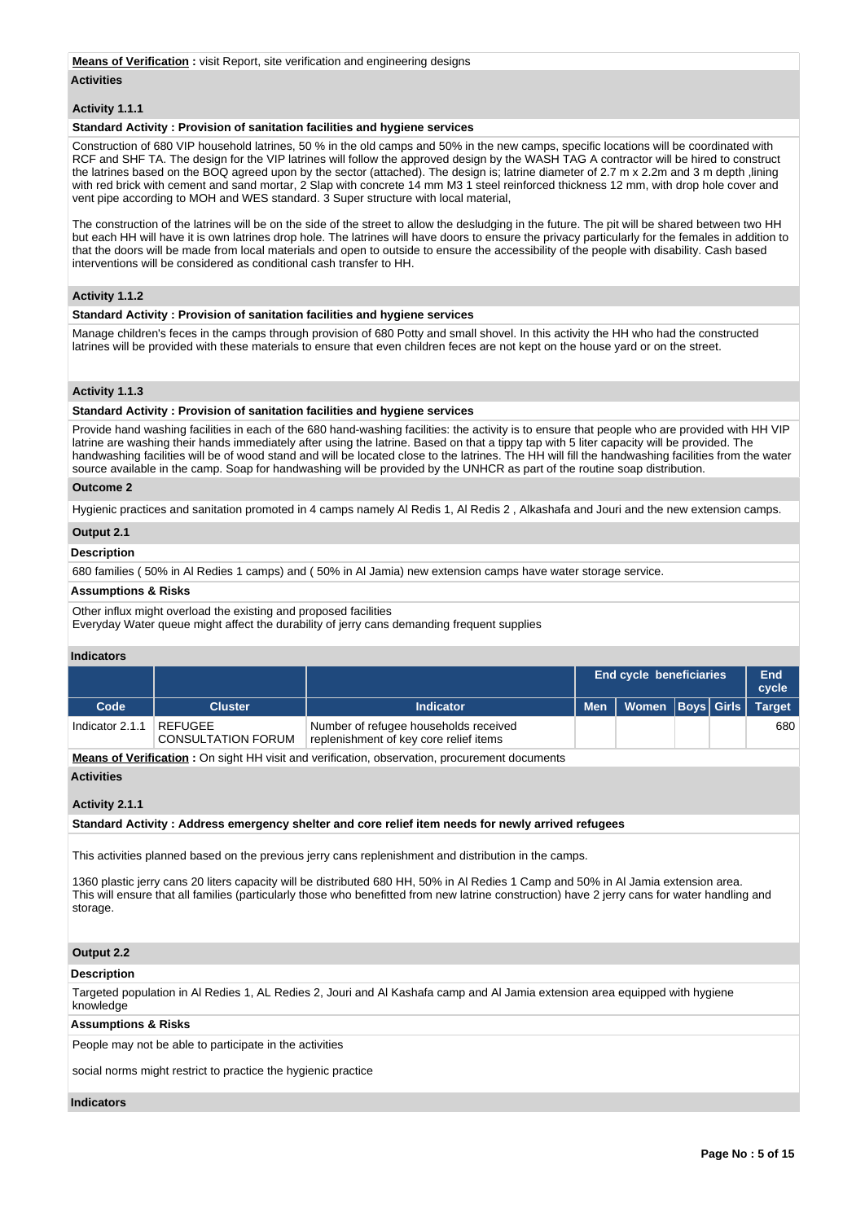**Means of Verification :** visit Report, site verification and engineering designs

**Activities**

**Activity 1.1.1**

**Standard Activity : Provision of sanitation facilities and hygiene services**

Construction of 680 VIP household latrines, 50 % in the old camps and 50% in the new camps, specific locations will be coordinated with RCF and SHF TA. The design for the VIP latrines will follow the approved design by the WASH TAG A contractor will be hired to construct the latrines based on the BOQ agreed upon by the sector (attached). The design is; latrine diameter of 2.7 m x 2.2m and 3 m depth ,lining with red brick with cement and sand mortar, 2 Slap with concrete 14 mm M3 1 steel reinforced thickness 12 mm, with drop hole cover and vent pipe according to MOH and WES standard. 3 Super structure with local material,

The construction of the latrines will be on the side of the street to allow the desludging in the future. The pit will be shared between two HH but each HH will have it is own latrines drop hole. The latrines will have doors to ensure the privacy particularly for the females in addition to that the doors will be made from local materials and open to outside to ensure the accessibility of the people with disability. Cash based interventions will be considered as conditional cash transfer to HH.

**Activity 1.1.2**

**Standard Activity : Provision of sanitation facilities and hygiene services**

Manage children's feces in the camps through provision of 680 Potty and small shovel. In this activity the HH who had the constructed latrines will be provided with these materials to ensure that even children feces are not kept on the house yard or on the street.

**Activity 1.1.3**

**Standard Activity : Provision of sanitation facilities and hygiene services**

Provide hand washing facilities in each of the 680 hand-washing facilities: the activity is to ensure that people who are provided with HH VIP latrine are washing their hands immediately after using the latrine. Based on that a tippy tap with 5 liter capacity will be provided. The handwashing facilities will be of wood stand and will be located close to the latrines. The HH will fill the handwashing facilities from the water source available in the camp. Soap for handwashing will be provided by the UNHCR as part of the routine soap distribution.

**Outcome 2**

Hygienic practices and sanitation promoted in 4 camps namely Al Redis 1, Al Redis 2 , Alkashafa and Jouri and the new extension camps.

**Output 2.1**

**Description**

680 families ( 50% in Al Redies 1 camps) and ( 50% in Al Jamia) new extension camps have water storage service.

**Assumptions & Risks**

Other influx might overload the existing and proposed facilities
Everyday Water queue might affect the durability of jerry cans demanding frequent supplies

**Indicators**

| | | | End cycle beneficiaries | | | | End cycle |
|---|---|---|---|---|---|---|---|
| **Code** | **Cluster** | **Indicator** | **Men** | **Women** | **Boys** | **Girls** | **Target** |
| Indicator 2.1.1 | REFUGEE CONSULTATION FORUM | Number of refugee households received replenishment of key core relief items | | | | | 680 |

**Means of Verification :** On sight HH visit and verification, observation, procurement documents

**Activities**

**Activity 2.1.1**

**Standard Activity : Address emergency shelter and core relief item needs for newly arrived refugees**

This activities planned based on the previous jerry cans replenishment and distribution in the camps.

1360 plastic jerry cans 20 liters capacity will be distributed 680 HH, 50% in Al Redies 1 Camp and 50% in Al Jamia extension area. This will ensure that all families (particularly those who benefitted from new latrine construction) have 2 jerry cans for water handling and storage.

**Output 2.2**

**Description**

Targeted population in Al Redies 1, AL Redies 2, Jouri and Al Kashafa camp and Al Jamia extension area equipped with hygiene knowledge

**Assumptions & Risks**

People may not be able to participate in the activities

social norms might restrict to practice the hygienic practice

**Indicators**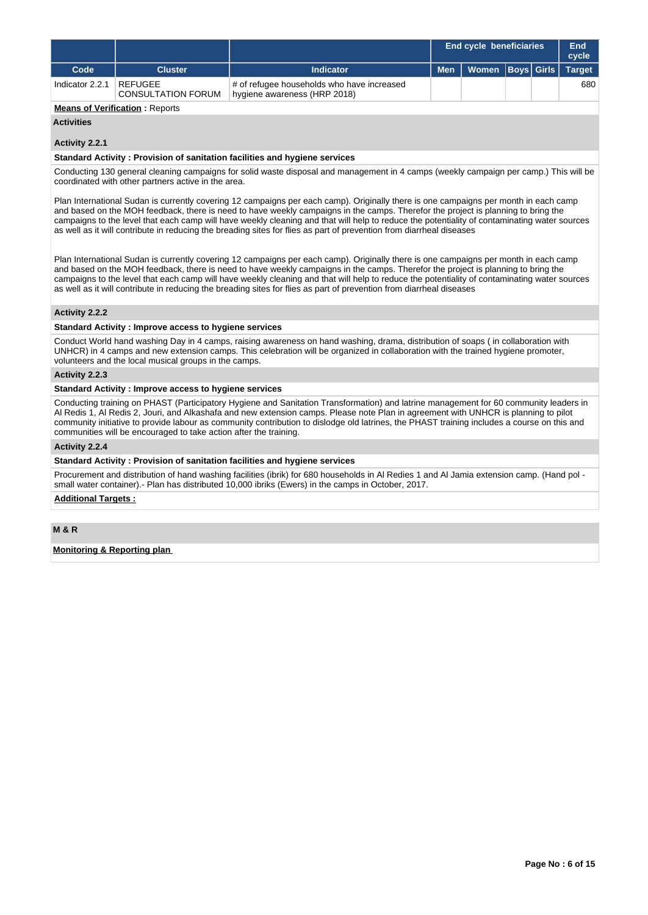| | | | End cycle beneficiaries | | | | End cycle |
|---|---|---|---|---|---|---|---|
| Code | Cluster | Indicator | Men | Women | Boys | Girls | Target |
| Indicator 2.2.1 | REFUGEE CONSULTATION FORUM | # of refugee households who have increased hygiene awareness (HRP 2018) | | | | | 680 |

**Means of Verification** : Reports

**Activities**

**Activity 2.2.1**

**Standard Activity : Provision of sanitation facilities and hygiene services**

Conducting 130 general cleaning campaigns for solid waste disposal and management in 4 camps (weekly campaign per camp.) This will be coordinated with other partners active in the area.

Plan International Sudan is currently covering 12 campaigns per each camp). Originally there is one campaigns per month in each camp and based on the MOH feedback, there is need to have weekly campaigns in the camps. Therefor the project is planning to bring the campaigns to the level that each camp will have weekly cleaning and that will help to reduce the potentiality of contaminating water sources as well as it will contribute in reducing the breading sites for flies as part of prevention from diarrheal diseases

Plan International Sudan is currently covering 12 campaigns per each camp). Originally there is one campaigns per month in each camp and based on the MOH feedback, there is need to have weekly campaigns in the camps. Therefor the project is planning to bring the campaigns to the level that each camp will have weekly cleaning and that will help to reduce the potentiality of contaminating water sources as well as it will contribute in reducing the breading sites for flies as part of prevention from diarrheal diseases

**Activity 2.2.2**

**Standard Activity : Improve access to hygiene services**

Conduct World hand washing Day in 4 camps, raising awareness on hand washing, drama, distribution of soaps ( in collaboration with UNHCR) in 4 camps and new extension camps. This celebration will be organized in collaboration with the trained hygiene promoter, volunteers and the local musical groups in the camps.

**Activity 2.2.3**

**Standard Activity : Improve access to hygiene services**

Conducting training on PHAST (Participatory Hygiene and Sanitation Transformation) and latrine management for 60 community leaders in Al Redis 1, Al Redis 2, Jouri, and Alkashafa and new extension camps. Please note Plan in agreement with UNHCR is planning to pilot community initiative to provide labour as community contribution to dislodge old latrines, the PHAST training includes a course on this and communities will be encouraged to take action after the training.

**Activity 2.2.4**

**Standard Activity : Provision of sanitation facilities and hygiene services**

Procurement and distribution of hand washing facilities (ibrik) for 680 households in Al Redies 1 and Al Jamia extension camp. (Hand pol - small water container).- Plan has distributed 10,000 ibriks (Ewers) in the camps in October, 2017.

**Additional Targets :**

**M & R**

**Monitoring & Reporting plan**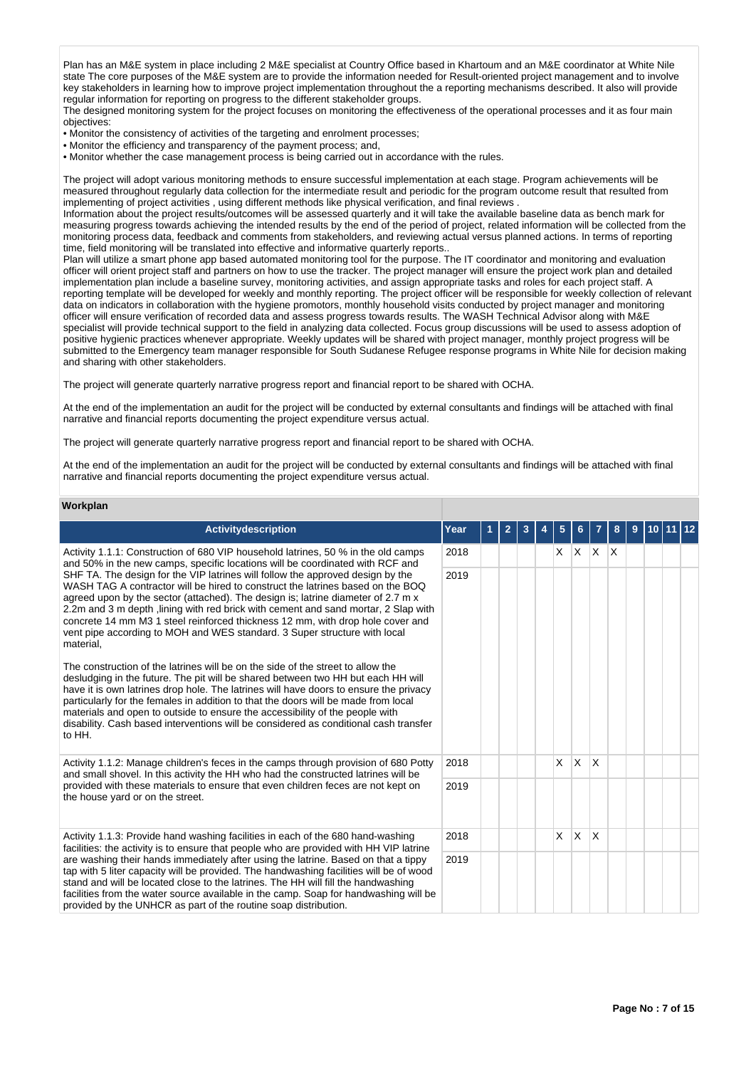Plan has an M&E system in place including 2 M&E specialist at Country Office based in Khartoum and an M&E coordinator at White Nile state The core purposes of the M&E system are to provide the information needed for Result-oriented project management and to involve key stakeholders in learning how to improve project implementation throughout the a reporting mechanisms described. It also will provide regular information for reporting on progress to the different stakeholder groups.

The designed monitoring system for the project focuses on monitoring the effectiveness of the operational processes and it as four main objectives:

- Monitor the consistency of activities of the targeting and enrolment processes;
- Monitor the efficiency and transparency of the payment process; and,
- Monitor whether the case management process is being carried out in accordance with the rules.

The project will adopt various monitoring methods to ensure successful implementation at each stage. Program achievements will be measured throughout regularly data collection for the intermediate result and periodic for the program outcome result that resulted from implementing of project activities , using different methods like physical verification, and final reviews .

Information about the project results/outcomes will be assessed quarterly and it will take the available baseline data as bench mark for measuring progress towards achieving the intended results by the end of the period of project, related information will be collected from the monitoring process data, feedback and comments from stakeholders, and reviewing actual versus planned actions. In terms of reporting time, field monitoring will be translated into effective and informative quarterly reports..

Plan will utilize a smart phone app based automated monitoring tool for the purpose. The IT coordinator and monitoring and evaluation officer will orient project staff and partners on how to use the tracker. The project manager will ensure the project work plan and detailed implementation plan include a baseline survey, monitoring activities, and assign appropriate tasks and roles for each project staff. A reporting template will be developed for weekly and monthly reporting. The project officer will be responsible for weekly collection of relevant data on indicators in collaboration with the hygiene promotors, monthly household visits conducted by project manager and monitoring officer will ensure verification of recorded data and assess progress towards results. The WASH Technical Advisor along with M&E specialist will provide technical support to the field in analyzing data collected. Focus group discussions will be used to assess adoption of positive hygienic practices whenever appropriate. Weekly updates will be shared with project manager, monthly project progress will be submitted to the Emergency team manager responsible for South Sudanese Refugee response programs in White Nile for decision making and sharing with other stakeholders.

The project will generate quarterly narrative progress report and financial report to be shared with OCHA.

At the end of the implementation an audit for the project will be conducted by external consultants and findings will be attached with final narrative and financial reports documenting the project expenditure versus actual.

The project will generate quarterly narrative progress report and financial report to be shared with OCHA.

At the end of the implementation an audit for the project will be conducted by external consultants and findings will be attached with final narrative and financial reports documenting the project expenditure versus actual.

## Workplan

| Activitydescription | Year | 1 | 2 | 3 | 4 | 5 | 6 | 7 | 8 | 9 | 10 | 11 | 12 |
|---|---|---|---|---|---|---|---|---|---|---|---|---|---|
| Activity 1.1.1: Construction of 680 VIP household latrines, 50 % in the old camps and 50% in the new camps, specific locations will be coordinated with RCF and SHF TA. The design for the VIP latrines will follow the approved design by the WASH TAG A contractor will be hired to construct the latrines based on the BOQ agreed upon by the sector (attached). The design is; latrine diameter of 2.7 m x 2.2m and 3 m depth ,lining with red brick with cement and sand mortar, 2 Slap with concrete 14 mm M3 1 steel reinforced thickness 12 mm, with drop hole cover and vent pipe according to MOH and WES standard. 3 Super structure with local material,<br><br>The construction of the latrines will be on the side of the street to allow the desludging in the future. The pit will be shared between two HH but each HH will have it is own latrines drop hole. The latrines will have doors to ensure the privacy particularly for the females in addition to that the doors will be made from local materials and open to outside to ensure the accessibility of the people with disability. Cash based interventions will be considered as conditional cash transfer to HH. | 2018 | | | | | X | X | X | X | | | | |
| | 2019 | | | | | | | | | | | | |
| Activity 1.1.2: Manage children's feces in the camps through provision of 680 Potty and small shovel. In this activity the HH who had the constructed latrines will be provided with these materials to ensure that even children feces are not kept on the house yard or on the street. | 2018 | | | | | X | X | X | | | | | |
| | 2019 | | | | | | | | | | | | |
| Activity 1.1.3: Provide hand washing facilities in each of the 680 hand-washing facilities: the activity is to ensure that people who are provided with HH VIP latrine are washing their hands immediately after using the latrine. Based on that a tippy tap with 5 liter capacity will be provided. The handwashing facilities will be of wood stand and will be located close to the latrines. The HH will fill the handwashing facilities from the water source available in the camp. Soap for handwashing will be provided by the UNHCR as part of the routine soap distribution. | 2018 | | | | | X | X | X | | | | | |
| | 2019 | | | | | | | | | | | | |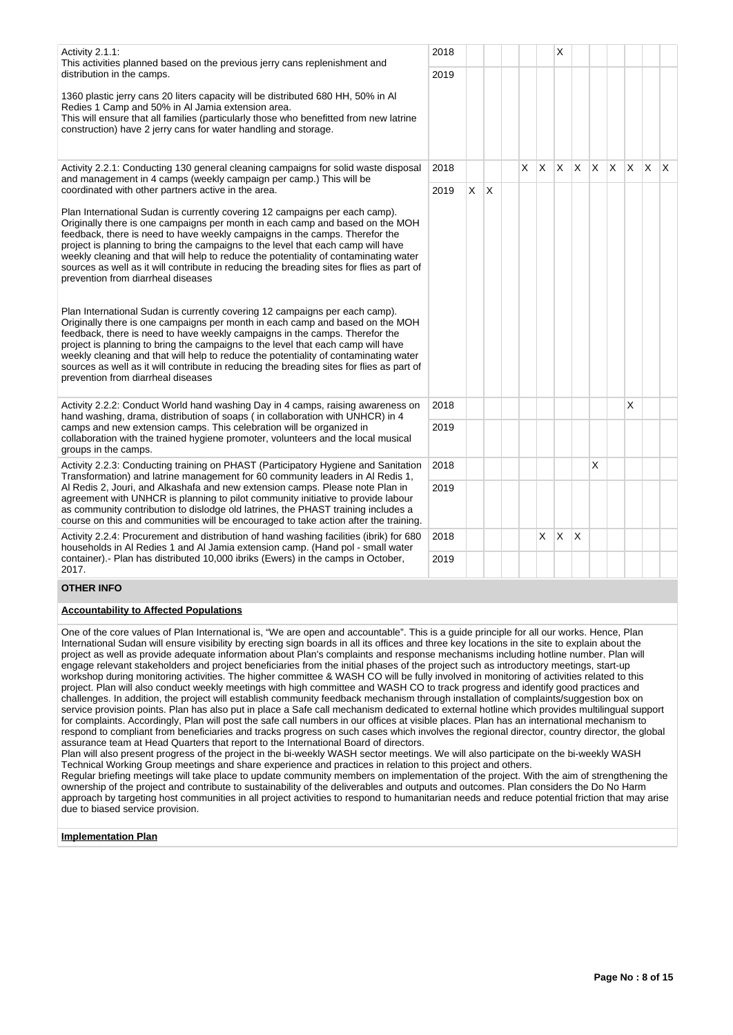| | | | | | | | | | | | | | |
|---|---|---|---|---|---|---|---|---|---|---|---|---|---|
| Activity 2.1.1: This activities planned based on the previous jerry cans replenishment and distribution in the camps.<br><br>1360 plastic jerry cans 20 liters capacity will be distributed 680 HH, 50% in Al Redies 1 Camp and 50% in Al Jamia extension area.<br>This will ensure that all families (particularly those who benefitted from new latrine construction) have 2 jerry cans for water handling and storage. | 2018 | | | | | | X | | | | | | |
| | 2019 | | | | | | | | | | | | |
| Activity 2.2.1: Conducting 130 general cleaning campaigns for solid waste disposal and management in 4 camps (weekly campaign per camp.) This will be coordinated with other partners active in the area.<br><br>Plan International Sudan is currently covering 12 campaigns per each camp). Originally there is one campaigns per month in each camp and based on the MOH feedback, there is need to have weekly campaigns in the camps. Therefor the project is planning to bring the campaigns to the level that each camp will have weekly cleaning and that will help to reduce the potentiality of contaminating water sources as well as it will contribute in reducing the breading sites for flies as part of prevention from diarrheal diseases<br><br>Plan International Sudan is currently covering 12 campaigns per each camp). Originally there is one campaigns per month in each camp and based on the MOH feedback, there is need to have weekly campaigns in the camps. Therefor the project is planning to bring the campaigns to the level that each camp will have weekly cleaning and that will help to reduce the potentiality of contaminating water sources as well as it will contribute in reducing the breading sites for flies as part of prevention from diarrheal diseases | 2018 | | | | X | X | X | X | X | X | X | X | X |
| | 2019 | X | X | | | | | | | | | | |
| Activity 2.2.2: Conduct World hand washing Day in 4 camps, raising awareness on hand washing, drama, distribution of soaps ( in collaboration with UNHCR) in 4 camps and new extension camps. This celebration will be organized in collaboration with the trained hygiene promoter, volunteers and the local musical groups in the camps. | 2018 | | | | | | | | | | X | | |
| | 2019 | | | | | | | | | | | | |
| Activity 2.2.3: Conducting training on PHAST (Participatory Hygiene and Sanitation Transformation) and latrine management for 60 community leaders in Al Redis 1, Al Redis 2, Jouri, and Alkashafa and new extension camps. Please note Plan in agreement with UNHCR is planning to pilot community initiative to provide labour as community contribution to dislodge old latrines, the PHAST training includes a course on this and communities will be encouraged to take action after the training. | 2018 | | | | | | | | X | | | | |
| | 2019 | | | | | | | | | | | | |
| Activity 2.2.4: Procurement and distribution of hand washing facilities (ibrik) for 680 households in Al Redies 1 and Al Jamia extension camp. (Hand pol - small water container).- Plan has distributed 10,000 ibriks (Ewers) in the camps in October, 2017. | 2018 | | | | | X | X | X | | | | | |
| | 2019 | | | | | | | | | | | | |

## OTHER INFO

### Accountability to Affected Populations

One of the core values of Plan International is, "We are open and accountable". This is a guide principle for all our works. Hence, Plan International Sudan will ensure visibility by erecting sign boards in all its offices and three key locations in the site to explain about the project as well as provide adequate information about Plan's complaints and response mechanisms including hotline number. Plan will engage relevant stakeholders and project beneficiaries from the initial phases of the project such as introductory meetings, start-up workshop during monitoring activities. The higher committee & WASH CO will be fully involved in monitoring of activities related to this project. Plan will also conduct weekly meetings with high committee and WASH CO to track progress and identify good practices and challenges. In addition, the project will establish community feedback mechanism through installation of complaints/suggestion box on service provision points. Plan has also put in place a Safe call mechanism dedicated to external hotline which provides multilingual support for complaints. Accordingly, Plan will post the safe call numbers in our offices at visible places. Plan has an international mechanism to respond to compliant from beneficiaries and tracks progress on such cases which involves the regional director, country director, the global assurance team at Head Quarters that report to the International Board of directors.
Plan will also present progress of the project in the bi-weekly WASH sector meetings. We will also participate on the bi-weekly WASH Technical Working Group meetings and share experience and practices in relation to this project and others.
Regular briefing meetings will take place to update community members on implementation of the project. With the aim of strengthening the ownership of the project and contribute to sustainability of the deliverables and outputs and outcomes. Plan considers the Do No Harm approach by targeting host communities in all project activities to respond to humanitarian needs and reduce potential friction that may arise due to biased service provision.

### Implementation Plan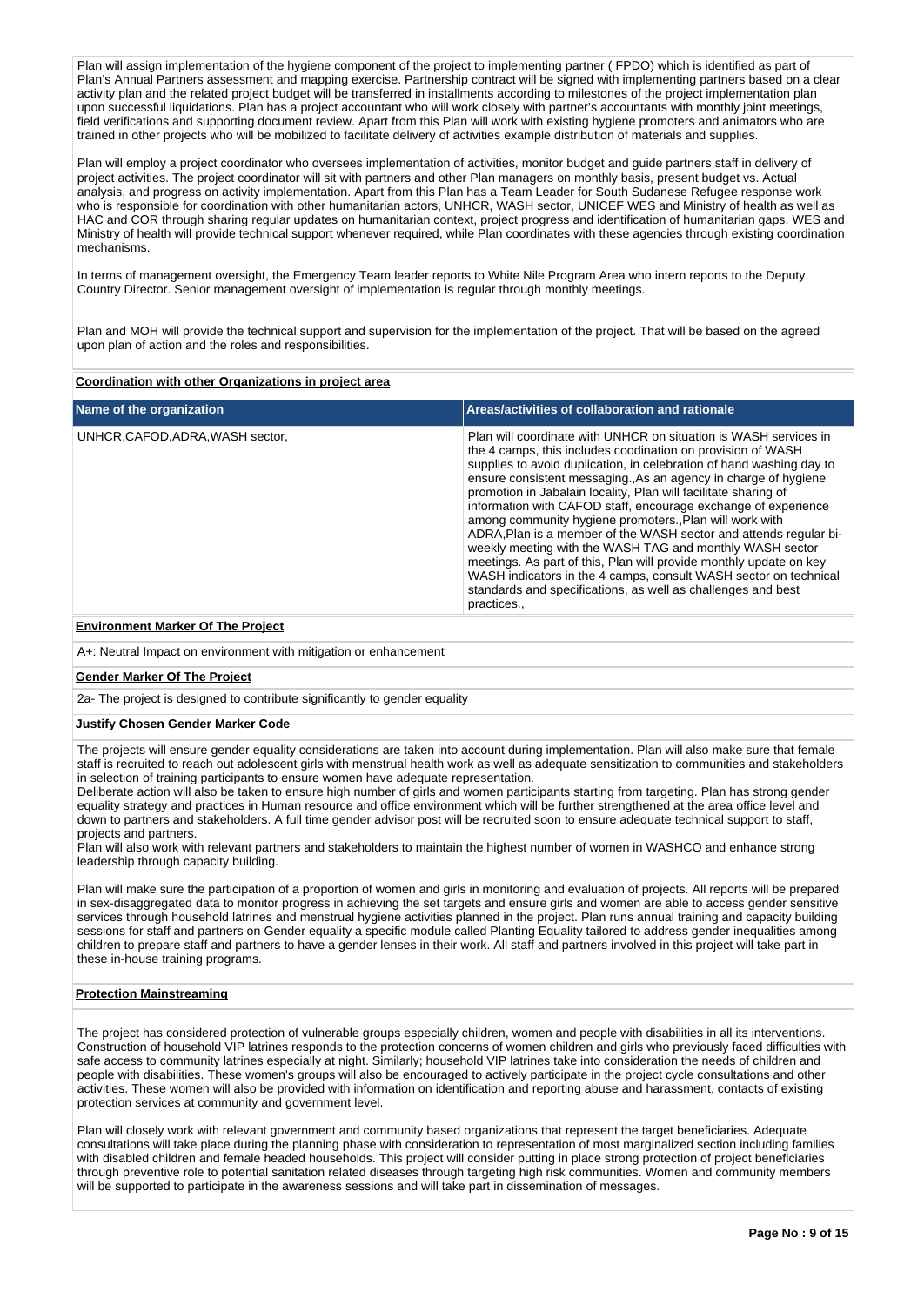Plan will assign implementation of the hygiene component of the project to implementing partner ( FPDO) which is identified as part of Plan's Annual Partners assessment and mapping exercise. Partnership contract will be signed with implementing partners based on a clear activity plan and the related project budget will be transferred in installments according to milestones of the project implementation plan upon successful liquidations. Plan has a project accountant who will work closely with partner's accountants with monthly joint meetings, field verifications and supporting document review. Apart from this Plan will work with existing hygiene promoters and animators who are trained in other projects who will be mobilized to facilitate delivery of activities example distribution of materials and supplies.

Plan will employ a project coordinator who oversees implementation of activities, monitor budget and guide partners staff in delivery of project activities. The project coordinator will sit with partners and other Plan managers on monthly basis, present budget vs. Actual analysis, and progress on activity implementation. Apart from this Plan has a Team Leader for South Sudanese Refugee response work who is responsible for coordination with other humanitarian actors, UNHCR, WASH sector, UNICEF WES and Ministry of health as well as HAC and COR through sharing regular updates on humanitarian context, project progress and identification of humanitarian gaps. WES and Ministry of health will provide technical support whenever required, while Plan coordinates with these agencies through existing coordination mechanisms.

In terms of management oversight, the Emergency Team leader reports to White Nile Program Area who intern reports to the Deputy Country Director. Senior management oversight of implementation is regular through monthly meetings.

Plan and MOH will provide the technical support and supervision for the implementation of the project. That will be based on the agreed upon plan of action and the roles and responsibilities.

**Coordination with other Organizations in project area**

| Name of the organization | Areas/activities of collaboration and rationale |
|---|---|
| UNHCR,CAFOD,ADRA,WASH sector, | Plan will coordinate with UNHCR on situation is WASH services in the 4 camps, this includes coodination on provision of WASH supplies to avoid duplication, in celebration of hand washing day to ensure consistent messaging.,As an agency in charge of hygiene promotion in Jabalain locality, Plan will facilitate sharing of information with CAFOD staff, encourage exchange of experience among community hygiene promoters.,Plan will work with ADRA,Plan is a member of the WASH sector and attends regular bi-weekly meeting with the WASH TAG and monthly WASH sector meetings. As part of this, Plan will provide monthly update on key WASH indicators in the 4 camps, consult WASH sector on technical standards and specifications, as well as challenges and best practices., |

**Environment Marker Of The Project**

A+: Neutral Impact on environment with mitigation or enhancement

**Gender Marker Of The Project**

2a- The project is designed to contribute significantly to gender equality

**Justify Chosen Gender Marker Code**

The projects will ensure gender equality considerations are taken into account during implementation. Plan will also make sure that female staff is recruited to reach out adolescent girls with menstrual health work as well as adequate sensitization to communities and stakeholders in selection of training participants to ensure women have adequate representation.
Deliberate action will also be taken to ensure high number of girls and women participants starting from targeting. Plan has strong gender equality strategy and practices in Human resource and office environment which will be further strengthened at the area office level and down to partners and stakeholders. A full time gender advisor post will be recruited soon to ensure adequate technical support to staff, projects and partners.
Plan will also work with relevant partners and stakeholders to maintain the highest number of women in WASHCO and enhance strong leadership through capacity building.

Plan will make sure the participation of a proportion of women and girls in monitoring and evaluation of projects. All reports will be prepared in sex-disaggregated data to monitor progress in achieving the set targets and ensure girls and women are able to access gender sensitive services through household latrines and menstrual hygiene activities planned in the project. Plan runs annual training and capacity building sessions for staff and partners on Gender equality a specific module called Planting Equality tailored to address gender inequalities among children to prepare staff and partners to have a gender lenses in their work. All staff and partners involved in this project will take part in these in-house training programs.

**Protection Mainstreaming**

The project has considered protection of vulnerable groups especially children, women and people with disabilities in all its interventions. Construction of household VIP latrines responds to the protection concerns of women children and girls who previously faced difficulties with safe access to community latrines especially at night. Similarly; household VIP latrines take into consideration the needs of children and people with disabilities. These women's groups will also be encouraged to actively participate in the project cycle consultations and other activities. These women will also be provided with information on identification and reporting abuse and harassment, contacts of existing protection services at community and government level.

Plan will closely work with relevant government and community based organizations that represent the target beneficiaries. Adequate consultations will take place during the planning phase with consideration to representation of most marginalized section including families with disabled children and female headed households. This project will consider putting in place strong protection of project beneficiaries through preventive role to potential sanitation related diseases through targeting high risk communities. Women and community members will be supported to participate in the awareness sessions and will take part in dissemination of messages.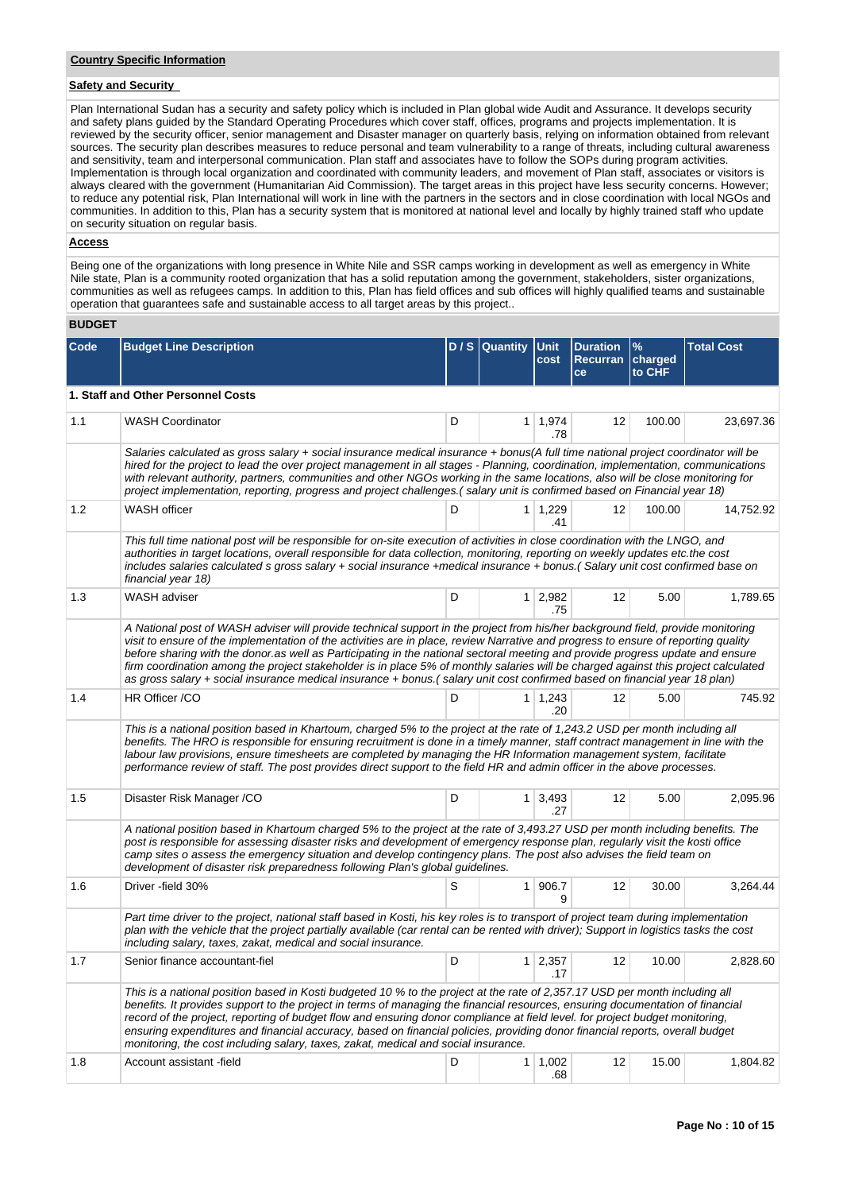### Country Specific Information

#### Safety and Security

Plan International Sudan has a security and safety policy which is included in Plan global wide Audit and Assurance. It develops security and safety plans guided by the Standard Operating Procedures which cover staff, offices, programs and projects implementation. It is reviewed by the security officer, senior management and Disaster manager on quarterly basis, relying on information obtained from relevant sources. The security plan describes measures to reduce personal and team vulnerability to a range of threats, including cultural awareness and sensitivity, team and interpersonal communication. Plan staff and associates have to follow the SOPs during program activities. Implementation is through local organization and coordinated with community leaders, and movement of Plan staff, associates or visitors is always cleared with the government (Humanitarian Aid Commission). The target areas in this project have less security concerns. However; to reduce any potential risk, Plan International will work in line with the partners in the sectors and in close coordination with local NGOs and communities. In addition to this, Plan has a security system that is monitored at national level and locally by highly trained staff who update on security situation on regular basis.

#### Access

Being one of the organizations with long presence in White Nile and SSR camps working in development as well as emergency in White Nile state, Plan is a community rooted organization that has a solid reputation among the government, stakeholders, sister organizations, communities as well as refugees camps. In addition to this, Plan has field offices and sub offices will highly qualified teams and sustainable operation that guarantees safe and sustainable access to all target areas by this project..

### BUDGET

| Code | Budget Line Description | D / S | Quantity | Unit cost | Duration Recurrance | % charged to CHF | Total Cost |
|---|---|---|---|---|---|---|---|
| **1. Staff and Other Personnel Costs** | | | | | | | |
| 1.1 | WASH Coordinator | D | 1 | 1,974.78 | 12 | 100.00 | 23,697.36 |
| | *Salaries calculated as gross salary + social insurance medical insurance + bonus(A full time national project coordinator will be hired for the project to lead the over project management in all stages - Planning, coordination, implementation, communications with relevant authority, partners, communities and other NGOs working in the same locations, also will be close monitoring for project implementation, reporting, progress and project challenges.( salary unit is confirmed based on Financial year 18)* | | | | | | |
| 1.2 | WASH officer | D | 1 | 1,229.41 | 12 | 100.00 | 14,752.92 |
| | *This full time national post will be responsible for on-site execution of activities in close coordination with the LNGO, and authorities in target locations, overall responsible for data collection, monitoring, reporting on weekly updates etc.the cost includes salaries calculated s gross salary + social insurance +medical insurance + bonus.( Salary unit cost confirmed base on financial year 18)* | | | | | | |
| 1.3 | WASH adviser | D | 1 | 2,982.75 | 12 | 5.00 | 1,789.65 |
| | *A National post of WASH adviser will provide technical support in the project from his/her background field, provide monitoring visit to ensure of the implementation of the activities are in place, review Narrative and progress to ensure of reporting quality before sharing with the donor.as well as Participating in the national sectoral meeting and provide progress update and ensure firm coordination among the project stakeholder is in place 5% of monthly salaries will be charged against this project calculated as gross salary + social insurance medical insurance + bonus.( salary unit cost confirmed based on financial year 18 plan)* | | | | | | |
| 1.4 | HR Officer /CO | D | 1 | 1,243.20 | 12 | 5.00 | 745.92 |
| | *This is a national position based in Khartoum, charged 5% to the project at the rate of 1,243.2 USD per month including all benefits. The HRO is responsible for ensuring recruitment is done in a timely manner, staff contract management in line with the labour law provisions, ensure timesheets are completed by managing the HR Information management system, facilitate performance review of staff. The post provides direct support to the field HR and admin officer in the above processes.* | | | | | | |
| 1.5 | Disaster Risk Manager /CO | D | 1 | 3,493.27 | 12 | 5.00 | 2,095.96 |
| | *A national position based in Khartoum charged 5% to the project at the rate of 3,493.27 USD per month including benefits. The post is responsible for assessing disaster risks and development of emergency response plan, regularly visit the kosti office camp sites o assess the emergency situation and develop contingency plans. The post also advises the field team on development of disaster risk preparedness following Plan's global guidelines.* | | | | | | |
| 1.6 | Driver -field 30% | S | 1 | 906.79 | 12 | 30.00 | 3,264.44 |
| | *Part time driver to the project, national staff based in Kosti, his key roles is to transport of project team during implementation plan with the vehicle that the project partially available (car rental can be rented with driver); Support in logistics tasks the cost including salary, taxes, zakat, medical and social insurance.* | | | | | | |
| 1.7 | Senior finance accountant-fiel | D | 1 | 2,357.17 | 12 | 10.00 | 2,828.60 |
| | *This is a national position based in Kosti budgeted 10 % to the project at the rate of 2,357.17 USD per month including all benefits. It provides support to the project in terms of managing the financial resources, ensuring documentation of financial record of the project, reporting of budget flow and ensuring donor compliance at field level. for project budget monitoring, ensuring expenditures and financial accuracy, based on financial policies, providing donor financial reports, overall budget monitoring, the cost including salary, taxes, zakat, medical and social insurance.* | | | | | | |
| 1.8 | Account assistant -field | D | 1 | 1,002.68 | 12 | 15.00 | 1,804.82 |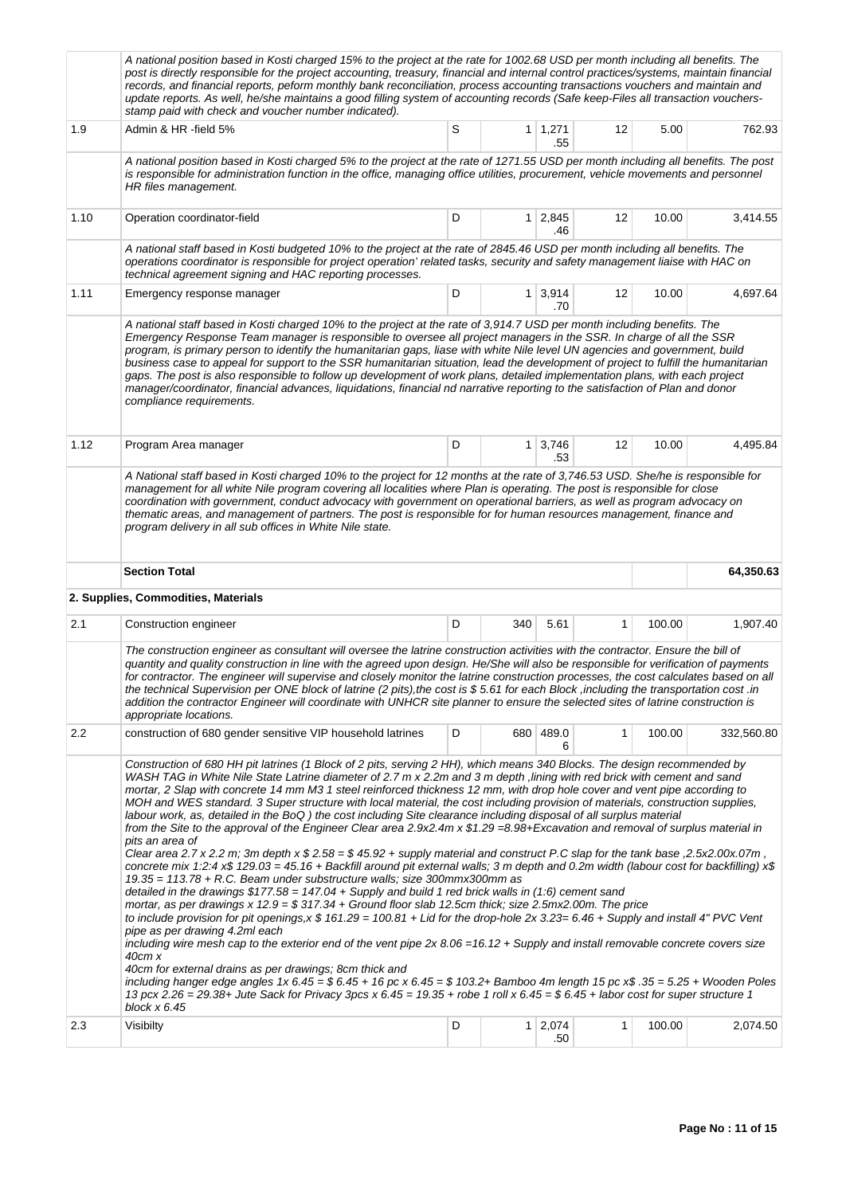| | | | | | | | |
|---|---|---|---|---|---|---|---|
| | A national position based in Kosti charged 15% to the project at the rate for 1002.68 USD per month including all benefits. The post is directly responsible for the project accounting, treasury, financial and internal control practices/systems, maintain financial records, and financial reports, peform monthly bank reconciliation, process accounting transactions vouchers and maintain and update reports. As well, he/she maintains a good filling system of accounting records (Safe keep-Files all transaction vouchers-stamp paid with check and voucher number indicated). | | | | | | |
| 1.9 | Admin & HR -field 5% | S | 1 | 1,271.55 | 12 | 5.00 | 762.93 |
| | A national position based in Kosti charged 5% to the project at the rate of 1271.55 USD per month including all benefits. The post is responsible for administration function in the office, managing office utilities, procurement, vehicle movements and personnel HR files management. | | | | | | |
| 1.10 | Operation coordinator-field | D | 1 | 2,845.46 | 12 | 10.00 | 3,414.55 |
| | A national staff based in Kosti budgeted 10% to the project at the rate of 2845.46 USD per month including all benefits. The operations coordinator is responsible for project operation' related tasks, security and safety management liaise with HAC on technical agreement signing and HAC reporting processes. | | | | | | |
| 1.11 | Emergency response manager | D | 1 | 3,914.70 | 12 | 10.00 | 4,697.64 |
| | A national staff based in Kosti charged 10% to the project at the rate of 3,914.7 USD per month including benefits. The Emergency Response Team manager is responsible to oversee all project managers in the SSR. In charge of all the SSR program, is primary person to identify the humanitarian gaps, liase with white Nile level UN agencies and government, build business case to appeal for support to the SSR humanitarian situation, lead the development of project to fulfill the humanitarian gaps. The post is also responsible to follow up development of work plans, detailed implementation plans, with each project manager/coordinator, financial advances, liquidations, financial nd narrative reporting to the satisfaction of Plan and donor compliance requirements. | | | | | | |
| 1.12 | Program Area manager | D | 1 | 3,746.53 | 12 | 10.00 | 4,495.84 |
| | A National staff based in Kosti charged 10% to the project for 12 months at the rate of 3,746.53 USD. She/he is responsible for management for all white Nile program covering all localities where Plan is operating. The post is responsible for close coordination with government, conduct advocacy with government on operational barriers, as well as program advocacy on thematic areas, and management of partners. The post is responsible for for human resources management, finance and program delivery in all sub offices in White Nile state. | | | | | | |
| | **Section Total** | | | | | | **64,350.63** |
| **2. Supplies, Commodities, Materials** | | | | | | | |
| 2.1 | Construction engineer | D | 340 | 5.61 | 1 | 100.00 | 1,907.40 |
| | The construction engineer as consultant will oversee the latrine construction activities with the contractor. Ensure the bill of quantity and quality construction in line with the agreed upon design. He/She will also be responsible for verification of payments for contractor. The engineer will supervise and closely monitor the latrine construction processes, the cost calculates based on all the technical Supervision per ONE block of latrine (2 pits),the cost is $ 5.61 for each Block ,including the transportation cost .in addition the contractor Engineer will coordinate with UNHCR site planner to ensure the selected sites of latrine construction is appropriate locations. | | | | | | |
| 2.2 | construction of 680 gender sensitive VIP household latrines | D | 680 | 489.06 | 1 | 100.00 | 332,560.80 |
| | Construction of 680 HH pit latrines (1 Block of 2 pits, serving 2 HH), which means 340 Blocks. The design recommended by WASH TAG in White Nile State Latrine diameter of 2.7 m x 2.2m and 3 m depth ,lining with red brick with cement and sand mortar, 2 Slap with concrete 14 mm M3 1 steel reinforced thickness 12 mm, with drop hole cover and vent pipe according to MOH and WES standard. 3 Super structure with local material, the cost including provision of materials, construction supplies, labour work, as, detailed in the BoQ ) the cost including Site clearance including disposal of all surplus material from the Site to the approval of the Engineer Clear area 2.9x2.4m x $1.29 =8.98+Excavation and removal of surplus material in pits an area of Clear area 2.7 x 2.2 m; 3m depth x $ 2.58 = $ 45.92 + supply material and construct P.C slap for the tank base ,2.5x2.00x.07m , concrete mix 1:2:4 x$ 129.03 = 45.16 + Backfill around pit external walls; 3 m depth and 0.2m width (labour cost for backfilling) x$ 19.35 = 113.78 + R.C. Beam under substructure walls; size 300mmx300mm as detailed in the drawings $177.58 = 147.04 + Supply and build 1 red brick walls in (1:6) cement sand mortar, as per drawings x 12.9 = $ 317.34 + Ground floor slab 12.5cm thick; size 2.5mx2.00m. The price to include provision for pit openings,x $ 161.29 = 100.81 + Lid for the drop-hole 2x 3.23= 6.46 + Supply and install 4" PVC Vent pipe as per drawing 4.2ml each including wire mesh cap to the exterior end of the vent pipe 2x 8.06 =16.12 + Supply and install removable concrete covers size 40cm x 40cm for external drains as per drawings; 8cm thick and including hanger edge angles 1x 6.45 = $ 6.45 + 16 pc x 6.45 = $ 103.2+ Bamboo 4m length 15 pc x$ .35 = 5.25 + Wooden Poles 13 pcx 2.26 = 29.38+ Jute Sack for Privacy 3pcs x 6.45 = 19.35 + robe 1 roll x 6.45 = $ 6.45 + labor cost for super structure 1 block x 6.45 | | | | | | |
| 2.3 | Visibilty | D | 1 | 2,074.50 | 1 | 100.00 | 2,074.50 |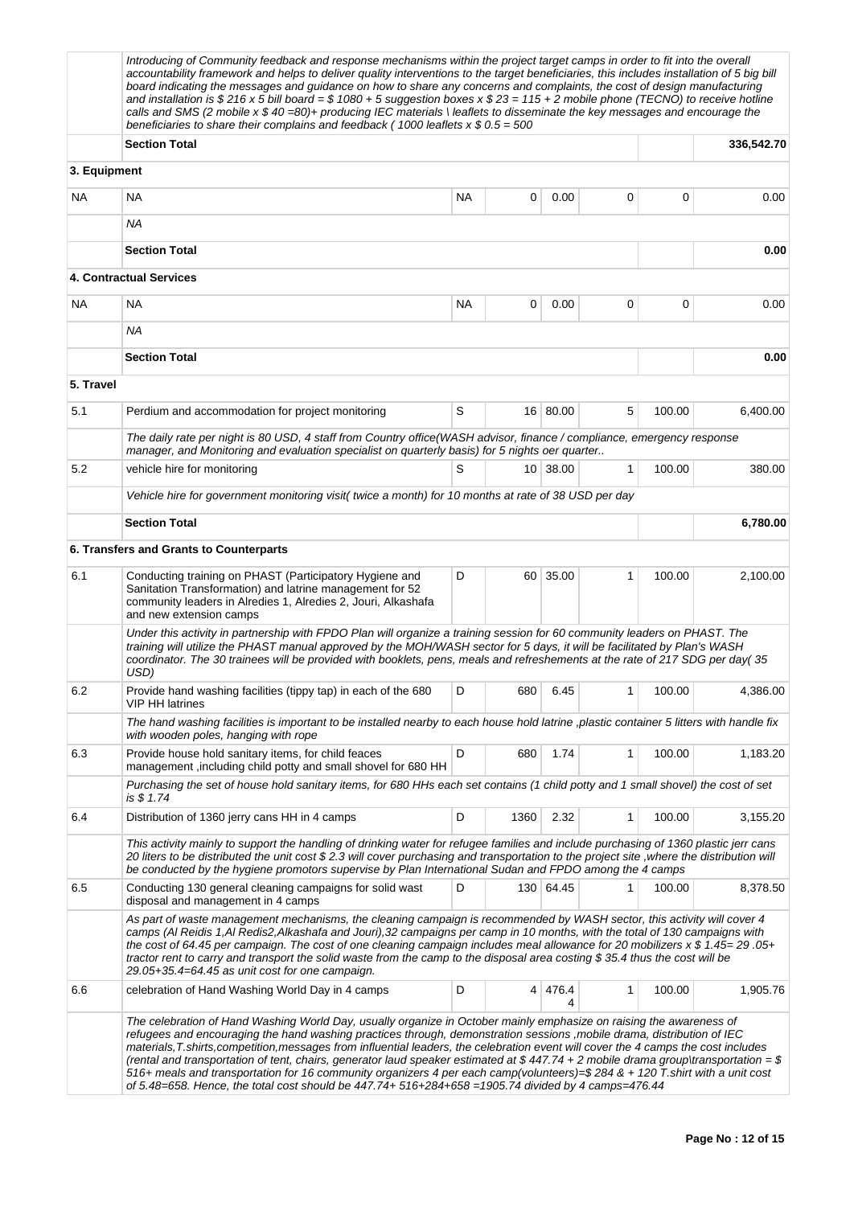| | | | | | | | |
|---|---|---|---|---|---|---|---|
| | *Introducing of Community feedback and response mechanisms within the project target camps in order to fit into the overall accountability framework and helps to deliver quality interventions to the target beneficiaries, this includes installation of 5 big bill board indicating the messages and guidance on how to share any concerns and complaints, the cost of design manufacturing and installation is $ 216 x 5 bill board = $ 1080 + 5 suggestion boxes x $ 23 = 115 + 2 mobile phone (TECNO) to receive hotline calls and SMS (2 mobile x $ 40 =80)+ producing IEC materials \ leaflets to disseminate the key messages and encourage the beneficiaries to share their complains and feedback ( 1000 leaflets x $ 0.5 = 500* | | | | | | |
| | **Section Total** | | | | | | **336,542.70** |
| **3. Equipment** | | | | | | | |
| NA | NA | NA | 0 | 0.00 | 0 | 0 | 0.00 |
| | *NA* | | | | | | |
| | **Section Total** | | | | | | **0.00** |
| | **4. Contractual Services** | | | | | | |
| NA | NA | NA | 0 | 0.00 | 0 | 0 | 0.00 |
| | *NA* | | | | | | |
| | **Section Total** | | | | | | **0.00** |
| **5. Travel** | | | | | | | |
| 5.1 | Perdium and accommodation for project monitoring | S | 16 | 80.00 | 5 | 100.00 | 6,400.00 |
| | *The daily rate per night is 80 USD, 4 staff from Country office(WASH advisor, finance / compliance, emergency response manager, and Monitoring and evaluation specialist on quarterly basis) for 5 nights oer quarter..* | | | | | | |
| 5.2 | vehicle hire for monitoring | S | 10 | 38.00 | 1 | 100.00 | 380.00 |
| | *Vehicle hire for government monitoring visit( twice a month) for 10 months at rate of 38 USD per day* | | | | | | |
| | **Section Total** | | | | | | **6,780.00** |
| | **6. Transfers and Grants to Counterparts** | | | | | | |
| 6.1 | Conducting training on PHAST (Participatory Hygiene and Sanitation Transformation) and latrine management for 52 community leaders in Alredies 1, Alredies 2, Jouri, Alkashafa and new extension camps | D | 60 | 35.00 | 1 | 100.00 | 2,100.00 |
| | *Under this activity in partnership with FPDO Plan will organize a training session for 60 community leaders on PHAST. The training will utilize the PHAST manual approved by the MOH/WASH sector for 5 days, it will be facilitated by Plan's WASH coordinator. The 30 trainees will be provided with booklets, pens, meals and refreshements at the rate of 217 SDG per day( 35 USD)* | | | | | | |
| 6.2 | Provide hand washing facilities (tippy tap) in each of the 680 VIP HH latrines | D | 680 | 6.45 | 1 | 100.00 | 4,386.00 |
| | *The hand washing facilities is important to be installed nearby to each house hold latrine ,plastic container 5 litters with handle fix with wooden poles, hanging with rope* | | | | | | |
| 6.3 | Provide house hold sanitary items, for child feaces management ,including child potty and small shovel for 680 HH | D | 680 | 1.74 | 1 | 100.00 | 1,183.20 |
| | *Purchasing the set of house hold sanitary items, for 680 HHs each set contains (1 child potty and 1 small shovel) the cost of set is $ 1.74* | | | | | | |
| 6.4 | Distribution of 1360 jerry cans HH in 4 camps | D | 1360 | 2.32 | 1 | 100.00 | 3,155.20 |
| | *This activity mainly to support the handling of drinking water for refugee families and include purchasing of 1360 plastic jerr cans 20 liters to be distributed the unit cost $ 2.3 will cover purchasing and transportation to the project site ,where the distribution will be conducted by the hygiene promotors supervise by Plan International Sudan and FPDO among the 4 camps* | | | | | | |
| 6.5 | Conducting 130 general cleaning campaigns for solid wast disposal and management in 4 camps | D | 130 | 64.45 | 1 | 100.00 | 8,378.50 |
| | *As part of waste management mechanisms, the cleaning campaign is recommended by WASH sector, this activity will cover 4 camps (Al Reidis 1,Al Redis2,Alkashafa and Jouri),32 campaigns per camp in 10 months, with the total of 130 campaigns with the cost of 64.45 per campaign. The cost of one cleaning campaign includes meal allowance for 20 mobilizers x $ 1.45= 29 .05+ tractor rent to carry and transport the solid waste from the camp to the disposal area costing $ 35.4 thus the cost will be 29.05+35.4=64.45 as unit cost for one campaign.* | | | | | | |
| 6.6 | celebration of Hand Washing World Day in 4 camps | D | 4 | 476.44 | 1 | 100.00 | 1,905.76 |
| | *The celebration of Hand Washing World Day, usually organize in October mainly emphasize on raising the awareness of refugees and encouraging the hand washing practices through, demonstration sessions ,mobile drama, distribution of IEC materials,T.shirts,competition,messages from influential leaders, the celebration event will cover the 4 camps the cost includes (rental and transportation of tent, chairs, generator laud speaker estimated at $ 447.74 + 2 mobile drama group\transportation = $ 516+ meals and transportation for 16 community organizers 4 per each camp(volunteers)=$ 284 & + 120 T.shirt with a unit cost of 5.48=658. Hence, the total cost should be 447.74+ 516+284+658 =1905.74 divided by 4 camps=476.44* | | | | | | |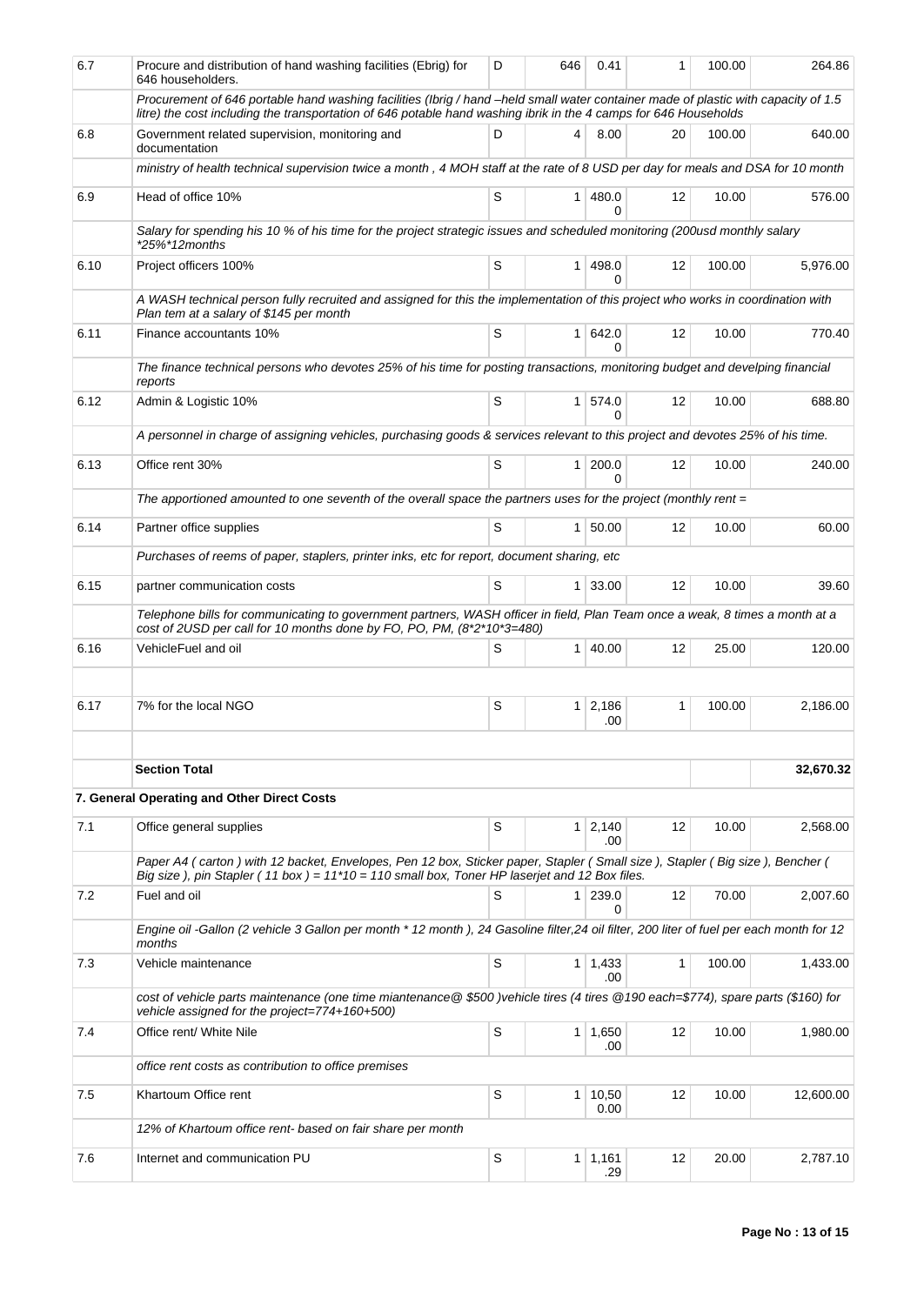| | | | | | | | |
|---|---|---|---|---|---|---|---|
| 6.7 | Procure and distribution of hand washing facilities (Ebrig) for 646 householders. | D | 646 | 0.41 | 1 | 100.00 | 264.86 |
| | *Procurement of 646 portable hand washing facilities (Ibrig / hand –held small water container made of plastic with capacity of 1.5 litre) the cost including the transportation of 646 potable hand washing ibrik in the 4 camps for 646 Households* | | | | | | |
| 6.8 | Government related supervision, monitoring and documentation | D | 4 | 8.00 | 20 | 100.00 | 640.00 |
| | *ministry of health technical supervision twice a month , 4 MOH staff at the rate of 8 USD per day for meals and DSA for 10 month* | | | | | | |
| 6.9 | Head of office 10% | S | 1 | 480.00 | 12 | 10.00 | 576.00 |
| | *Salary for spending his 10 % of his time for the project strategic issues and scheduled monitoring (200usd monthly salary \*25%\*12months* | | | | | | |
| 6.10 | Project officers 100% | S | 1 | 498.00 | 12 | 100.00 | 5,976.00 |
| | *A WASH technical person fully recruited and assigned for this the implementation of this project who works in coordination with Plan tem at a salary of $145 per month* | | | | | | |
| 6.11 | Finance accountants 10% | S | 1 | 642.00 | 12 | 10.00 | 770.40 |
| | *The finance technical persons who devotes 25% of his time for posting transactions, monitoring budget and develping financial reports* | | | | | | |
| 6.12 | Admin & Logistic 10% | S | 1 | 574.00 | 12 | 10.00 | 688.80 |
| | *A personnel in charge of assigning vehicles, purchasing goods & services relevant to this project and devotes 25% of his time.* | | | | | | |
| 6.13 | Office rent 30% | S | 1 | 200.00 | 12 | 10.00 | 240.00 |
| | *The apportioned amounted to one seventh of the overall space the partners uses for the project (monthly rent =* | | | | | | |
| 6.14 | Partner office supplies | S | 1 | 50.00 | 12 | 10.00 | 60.00 |
| | *Purchases of reems of paper, staplers, printer inks, etc for report, document sharing, etc* | | | | | | |
| 6.15 | partner communication costs | S | 1 | 33.00 | 12 | 10.00 | 39.60 |
| | *Telephone bills for communicating to government partners, WASH officer in field, Plan Team once a weak, 8 times a month at a cost of 2USD per call for 10 months done by FO, PO, PM, (8\*2\*10\*3=480)* | | | | | | |
| 6.16 | VehicleFuel and oil | S | 1 | 40.00 | 12 | 25.00 | 120.00 |
| | | | | | | | |
| 6.17 | 7% for the local NGO | S | 1 | 2,186.00 | 1 | 100.00 | 2,186.00 |
| | | | | | | | |
| | **Section Total** | | | | | | **32,670.32** |
| | **7. General Operating and Other Direct Costs** | | | | | | |
| 7.1 | Office general supplies | S | 1 | 2,140.00 | 12 | 10.00 | 2,568.00 |
| | *Paper A4 ( carton ) with 12 backet, Envelopes, Pen 12 box, Sticker paper, Stapler ( Small size ), Stapler ( Big size ), Bencher ( Big size ), pin Stapler ( 11 box ) = 11\*10 = 110 small box, Toner HP laserjet and 12 Box files.* | | | | | | |
| 7.2 | Fuel and oil | S | 1 | 239.00 | 12 | 70.00 | 2,007.60 |
| | *Engine oil -Gallon (2 vehicle 3 Gallon per month \* 12 month ), 24 Gasoline filter,24 oil filter, 200 liter of fuel per each month for 12 months* | | | | | | |
| 7.3 | Vehicle maintenance | S | 1 | 1,433.00 | 1 | 100.00 | 1,433.00 |
| | *cost of vehicle parts maintenance (one time miantenance@ $500 )vehicle tires (4 tires @190 each=$774), spare parts ($160) for vehicle assigned for the project=774+160+500)* | | | | | | |
| 7.4 | Office rent/ White Nile | S | 1 | 1,650.00 | 12 | 10.00 | 1,980.00 |
| | *office rent costs as contribution to office premises* | | | | | | |
| 7.5 | Khartoum Office rent | S | 1 | 10,500.00 | 12 | 10.00 | 12,600.00 |
| | *12% of Khartoum office rent- based on fair share per month* | | | | | | |
| 7.6 | Internet and communication PU | S | 1 | 1,161.29 | 12 | 20.00 | 2,787.10 |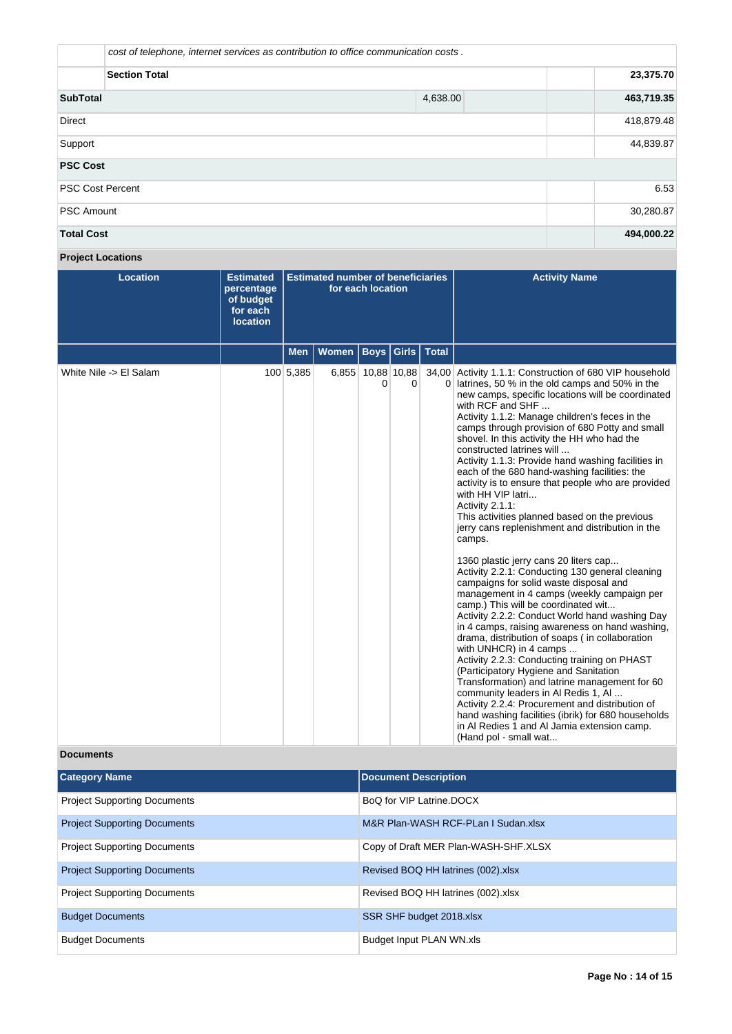| | | | | |
|---|---|---|---|---|
| | *cost of telephone, internet services as contribution to office communication costs .* | | | |
| | **Section Total** | | | **23,375.70** |
| **SubTotal** | | 4,638.00 | | **463,719.35** |
| Direct | | | | 418,879.48 |
| Support | | | | 44,839.87 |
| **PSC Cost** | | | | |
| PSC Cost Percent | | | | 6.53 |
| PSC Amount | | | | 30,280.87 |
| **Total Cost** | | | | **494,000.22** |

**Project Locations**

| Location | Estimated percentage of budget for each location | Estimated number of beneficiaries for each location | | | | | Activity Name |
|---|---|---|---|---|---|---|---|
| | | Men | Women | Boys | Girls | Total | |
| White Nile -> El Salam | 100 | 5,385 | 6,855 | 10,880 | 10,880 | 34,000 | Activity 1.1.1: Construction of 680 VIP household latrines, 50 % in the old camps and 50% in the new camps, specific locations will be coordinated with RCF and SHF ...<br>Activity 1.1.2: Manage children's feces in the camps through provision of 680 Potty and small shovel. In this activity the HH who had the constructed latrines will ...<br>Activity 1.1.3: Provide hand washing facilities in each of the 680 hand-washing facilities: the activity is to ensure that people who are provided with HH VIP latri...<br>Activity 2.1.1:<br>This activities planned based on the previous jerry cans replenishment and distribution in the camps.<br><br>1360 plastic jerry cans 20 liters cap...<br>Activity 2.2.1: Conducting 130 general cleaning campaigns for solid waste disposal and management in 4 camps (weekly campaign per camp.) This will be coordinated wit...<br>Activity 2.2.2: Conduct World hand washing Day in 4 camps, raising awareness on hand washing, drama, distribution of soaps ( in collaboration with UNHCR) in 4 camps ...<br>Activity 2.2.3: Conducting training on PHAST (Participatory Hygiene and Sanitation Transformation) and latrine management for 60 community leaders in Al Redis 1, Al ...<br>Activity 2.2.4: Procurement and distribution of hand washing facilities (ibrik) for 680 households in Al Redies 1 and Al Jamia extension camp. (Hand pol - small wat... |

**Documents**

| Category Name | Document Description |
|---|---|
| Project Supporting Documents | BoQ for VIP Latrine.DOCX |
| Project Supporting Documents | M&R Plan-WASH RCF-PLan I Sudan.xlsx |
| Project Supporting Documents | Copy of Draft MER Plan-WASH-SHF.XLSX |
| Project Supporting Documents | Revised BOQ HH latrines (002).xlsx |
| Project Supporting Documents | Revised BOQ HH latrines (002).xlsx |
| Budget Documents | SSR SHF budget 2018.xlsx |
| Budget Documents | Budget Input PLAN WN.xls |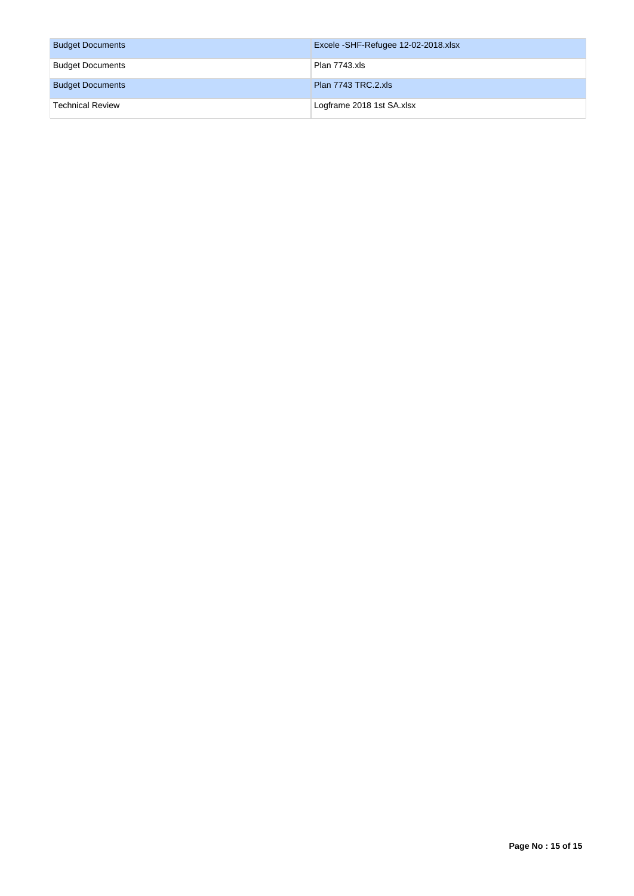| | |
|---|---|
| Budget Documents | Excele -SHF-Refugee 12-02-2018.xlsx |
| Budget Documents | Plan 7743.xls |
| Budget Documents | Plan 7743 TRC.2.xls |
| Technical Review | Logframe 2018 1st SA.xlsx |